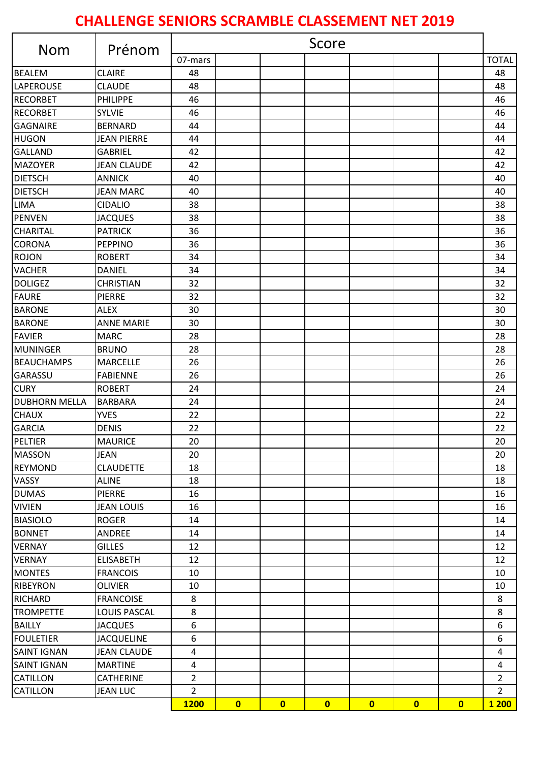# CHALLENGE SENIORS SCRAMBLE CLASSEMENT NET 2019

| Nom | Prénom | Score | | | | | | | |
|---|---|---|---|---|---|---|---|---|---|
| | | 07-mars | | | | | | | TOTAL |
| BEALEM | CLAIRE | 48 | | | | | | | 48 |
| LAPEROUSE | CLAUDE | 48 | | | | | | | 48 |
| RECORBET | PHILIPPE | 46 | | | | | | | 46 |
| RECORBET | SYLVIE | 46 | | | | | | | 46 |
| GAGNAIRE | BERNARD | 44 | | | | | | | 44 |
| HUGON | JEAN PIERRE | 44 | | | | | | | 44 |
| GALLAND | GABRIEL | 42 | | | | | | | 42 |
| MAZOYER | JEAN CLAUDE | 42 | | | | | | | 42 |
| DIETSCH | ANNICK | 40 | | | | | | | 40 |
| DIETSCH | JEAN MARC | 40 | | | | | | | 40 |
| LIMA | CIDALIO | 38 | | | | | | | 38 |
| PENVEN | JACQUES | 38 | | | | | | | 38 |
| CHARITAL | PATRICK | 36 | | | | | | | 36 |
| CORONA | PEPPINO | 36 | | | | | | | 36 |
| ROJON | ROBERT | 34 | | | | | | | 34 |
| VACHER | DANIEL | 34 | | | | | | | 34 |
| DOLIGEZ | CHRISTIAN | 32 | | | | | | | 32 |
| FAURE | PIERRE | 32 | | | | | | | 32 |
| BARONE | ALEX | 30 | | | | | | | 30 |
| BARONE | ANNE MARIE | 30 | | | | | | | 30 |
| FAVIER | MARC | 28 | | | | | | | 28 |
| MUNINGER | BRUNO | 28 | | | | | | | 28 |
| BEAUCHAMPS | MARCELLE | 26 | | | | | | | 26 |
| GARASSU | FABIENNE | 26 | | | | | | | 26 |
| CURY | ROBERT | 24 | | | | | | | 24 |
| DUBHORN MELLA | BARBARA | 24 | | | | | | | 24 |
| CHAUX | YVES | 22 | | | | | | | 22 |
| GARCIA | DENIS | 22 | | | | | | | 22 |
| PELTIER | MAURICE | 20 | | | | | | | 20 |
| MASSON | JEAN | 20 | | | | | | | 20 |
| REYMOND | CLAUDETTE | 18 | | | | | | | 18 |
| VASSY | ALINE | 18 | | | | | | | 18 |
| DUMAS | PIERRE | 16 | | | | | | | 16 |
| VIVIEN | JEAN LOUIS | 16 | | | | | | | 16 |
| BIASIOLO | ROGER | 14 | | | | | | | 14 |
| BONNET | ANDREE | 14 | | | | | | | 14 |
| VERNAY | GILLES | 12 | | | | | | | 12 |
| VERNAY | ELISABETH | 12 | | | | | | | 12 |
| MONTES | FRANCOIS | 10 | | | | | | | 10 |
| RIBEYRON | OLIVIER | 10 | | | | | | | 10 |
| RICHARD | FRANCOISE | 8 | | | | | | | 8 |
| TROMPETTE | LOUIS PASCAL | 8 | | | | | | | 8 |
| BAILLY | JACQUES | 6 | | | | | | | 6 |
| FOULETIER | JACQUELINE | 6 | | | | | | | 6 |
| SAINT IGNAN | JEAN CLAUDE | 4 | | | | | | | 4 |
| SAINT IGNAN | MARTINE | 4 | | | | | | | 4 |
| CATILLON | CATHERINE | 2 | | | | | | | 2 |
| CATILLON | JEAN LUC | 2 | | | | | | | 2 |
| | | **1200** | **0** | **0** | **0** | **0** | **0** | **0** | **1 200** |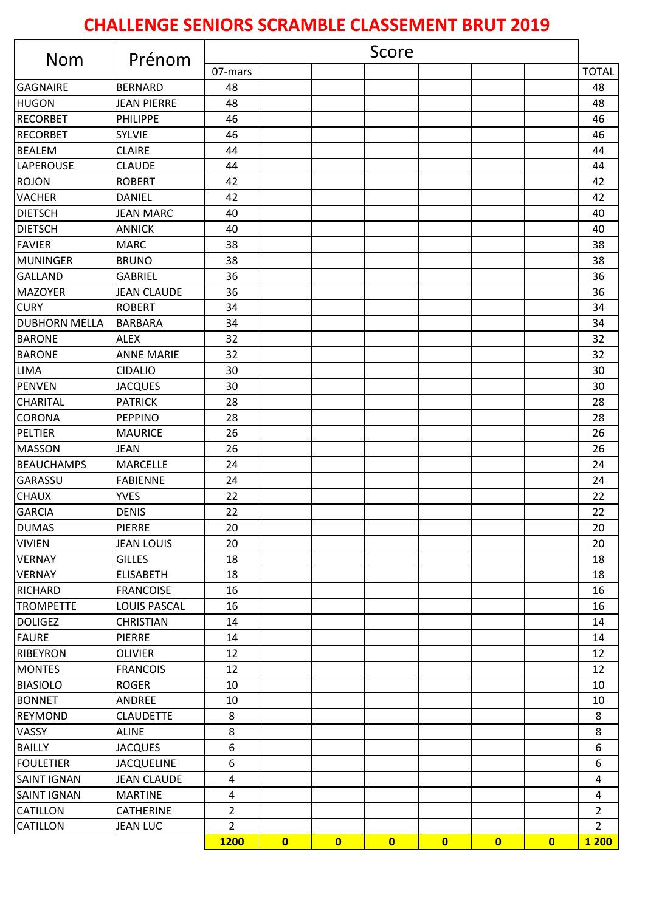# CHALLENGE SENIORS SCRAMBLE CLASSEMENT BRUT 2019

| Nom | Prénom | Score | | | | | | | |
|---|---|---|---|---|---|---|---|---|---|
| | | 07-mars | | | | | | | TOTAL |
| GAGNAIRE | BERNARD | 48 | | | | | | | 48 |
| HUGON | JEAN PIERRE | 48 | | | | | | | 48 |
| RECORBET | PHILIPPE | 46 | | | | | | | 46 |
| RECORBET | SYLVIE | 46 | | | | | | | 46 |
| BEALEM | CLAIRE | 44 | | | | | | | 44 |
| LAPEROUSE | CLAUDE | 44 | | | | | | | 44 |
| ROJON | ROBERT | 42 | | | | | | | 42 |
| VACHER | DANIEL | 42 | | | | | | | 42 |
| DIETSCH | JEAN MARC | 40 | | | | | | | 40 |
| DIETSCH | ANNICK | 40 | | | | | | | 40 |
| FAVIER | MARC | 38 | | | | | | | 38 |
| MUNINGER | BRUNO | 38 | | | | | | | 38 |
| GALLAND | GABRIEL | 36 | | | | | | | 36 |
| MAZOYER | JEAN CLAUDE | 36 | | | | | | | 36 |
| CURY | ROBERT | 34 | | | | | | | 34 |
| DUBHORN MELLA | BARBARA | 34 | | | | | | | 34 |
| BARONE | ALEX | 32 | | | | | | | 32 |
| BARONE | ANNE MARIE | 32 | | | | | | | 32 |
| LIMA | CIDALIO | 30 | | | | | | | 30 |
| PENVEN | JACQUES | 30 | | | | | | | 30 |
| CHARITAL | PATRICK | 28 | | | | | | | 28 |
| CORONA | PEPPINO | 28 | | | | | | | 28 |
| PELTIER | MAURICE | 26 | | | | | | | 26 |
| MASSON | JEAN | 26 | | | | | | | 26 |
| BEAUCHAMPS | MARCELLE | 24 | | | | | | | 24 |
| GARASSU | FABIENNE | 24 | | | | | | | 24 |
| CHAUX | YVES | 22 | | | | | | | 22 |
| GARCIA | DENIS | 22 | | | | | | | 22 |
| DUMAS | PIERRE | 20 | | | | | | | 20 |
| VIVIEN | JEAN LOUIS | 20 | | | | | | | 20 |
| VERNAY | GILLES | 18 | | | | | | | 18 |
| VERNAY | ELISABETH | 18 | | | | | | | 18 |
| RICHARD | FRANCOISE | 16 | | | | | | | 16 |
| TROMPETTE | LOUIS PASCAL | 16 | | | | | | | 16 |
| DOLIGEZ | CHRISTIAN | 14 | | | | | | | 14 |
| FAURE | PIERRE | 14 | | | | | | | 14 |
| RIBEYRON | OLIVIER | 12 | | | | | | | 12 |
| MONTES | FRANCOIS | 12 | | | | | | | 12 |
| BIASIOLO | ROGER | 10 | | | | | | | 10 |
| BONNET | ANDREE | 10 | | | | | | | 10 |
| REYMOND | CLAUDETTE | 8 | | | | | | | 8 |
| VASSY | ALINE | 8 | | | | | | | 8 |
| BAILLY | JACQUES | 6 | | | | | | | 6 |
| FOULETIER | JACQUELINE | 6 | | | | | | | 6 |
| SAINT IGNAN | JEAN CLAUDE | 4 | | | | | | | 4 |
| SAINT IGNAN | MARTINE | 4 | | | | | | | 4 |
| CATILLON | CATHERINE | 2 | | | | | | | 2 |
| CATILLON | JEAN LUC | 2 | | | | | | | 2 |
| | | **1200** | **0** | **0** | **0** | **0** | **0** | **0** | **1 200** |